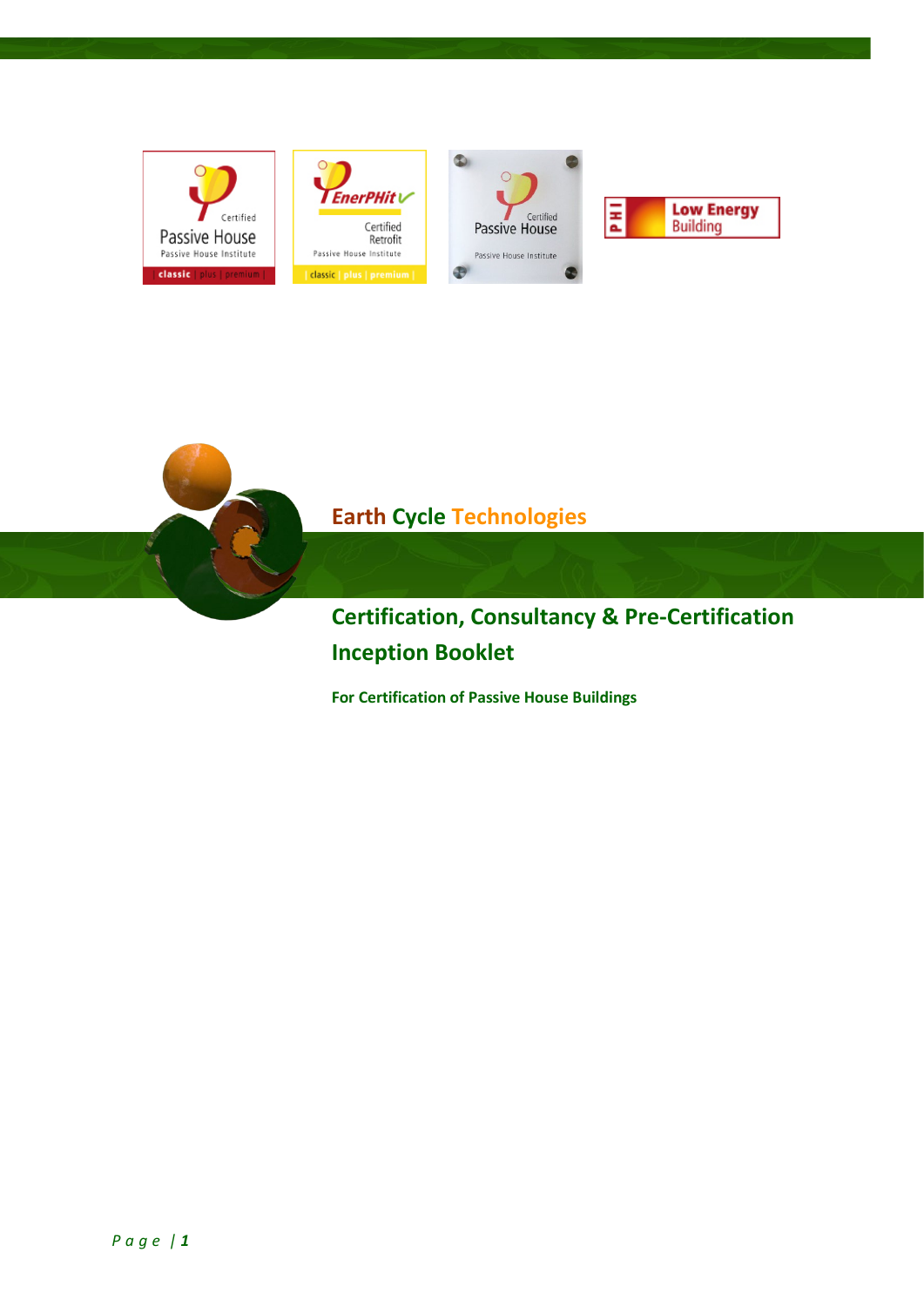Earth Cycle Technologies

# Certification, Consultancy & Pre-Certification Inception Booklet

**For Certification of Passive House Buildings**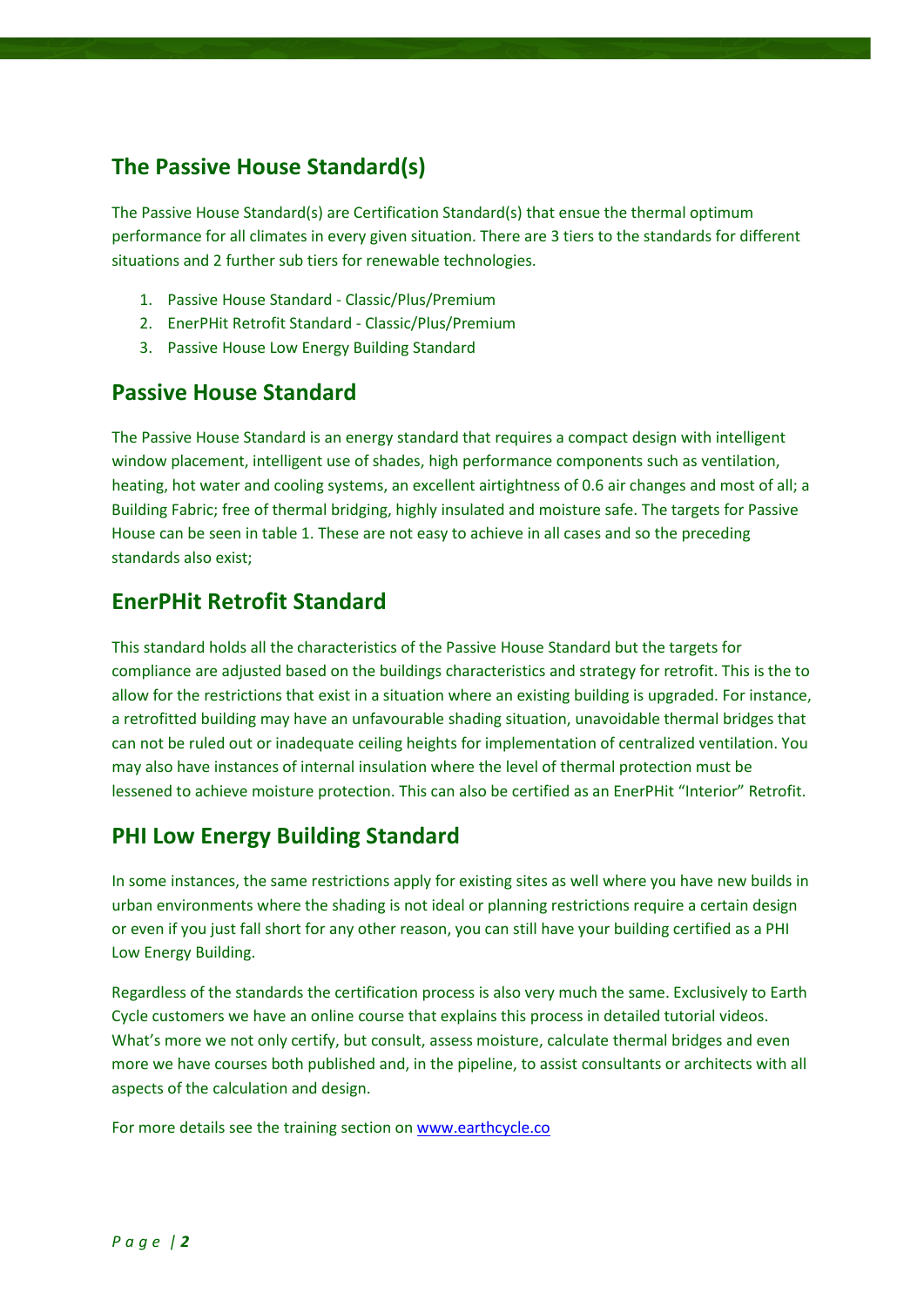## The Passive House Standard(s)

The Passive House Standard(s) are Certification Standard(s) that ensue the thermal optimum performance for all climates in every given situation. There are 3 tiers to the standards for different situations and 2 further sub tiers for renewable technologies.

1. Passive House Standard - Classic/Plus/Premium
2. EnerPHit Retrofit Standard - Classic/Plus/Premium
3. Passive House Low Energy Building Standard

## Passive House Standard

The Passive House Standard is an energy standard that requires a compact design with intelligent window placement, intelligent use of shades, high performance components such as ventilation, heating, hot water and cooling systems, an excellent airtightness of 0.6 air changes and most of all; a Building Fabric; free of thermal bridging, highly insulated and moisture safe. The targets for Passive House can be seen in table 1. These are not easy to achieve in all cases and so the preceding standards also exist;

## EnerPHit Retrofit Standard

This standard holds all the characteristics of the Passive House Standard but the targets for compliance are adjusted based on the buildings characteristics and strategy for retrofit. This is the to allow for the restrictions that exist in a situation where an existing building is upgraded. For instance, a retrofitted building may have an unfavourable shading situation, unavoidable thermal bridges that can not be ruled out or inadequate ceiling heights for implementation of centralized ventilation. You may also have instances of internal insulation where the level of thermal protection must be lessened to achieve moisture protection. This can also be certified as an EnerPHit "Interior" Retrofit.

## PHI Low Energy Building Standard

In some instances, the same restrictions apply for existing sites as well where you have new builds in urban environments where the shading is not ideal or planning restrictions require a certain design or even if you just fall short for any other reason, you can still have your building certified as a PHI Low Energy Building.

Regardless of the standards the certification process is also very much the same. Exclusively to Earth Cycle customers we have an online course that explains this process in detailed tutorial videos. What's more we not only certify, but consult, assess moisture, calculate thermal bridges and even more we have courses both published and, in the pipeline, to assist consultants or architects with all aspects of the calculation and design.

For more details see the training section on [www.earthcycle.co](http://www.earthcycle.co)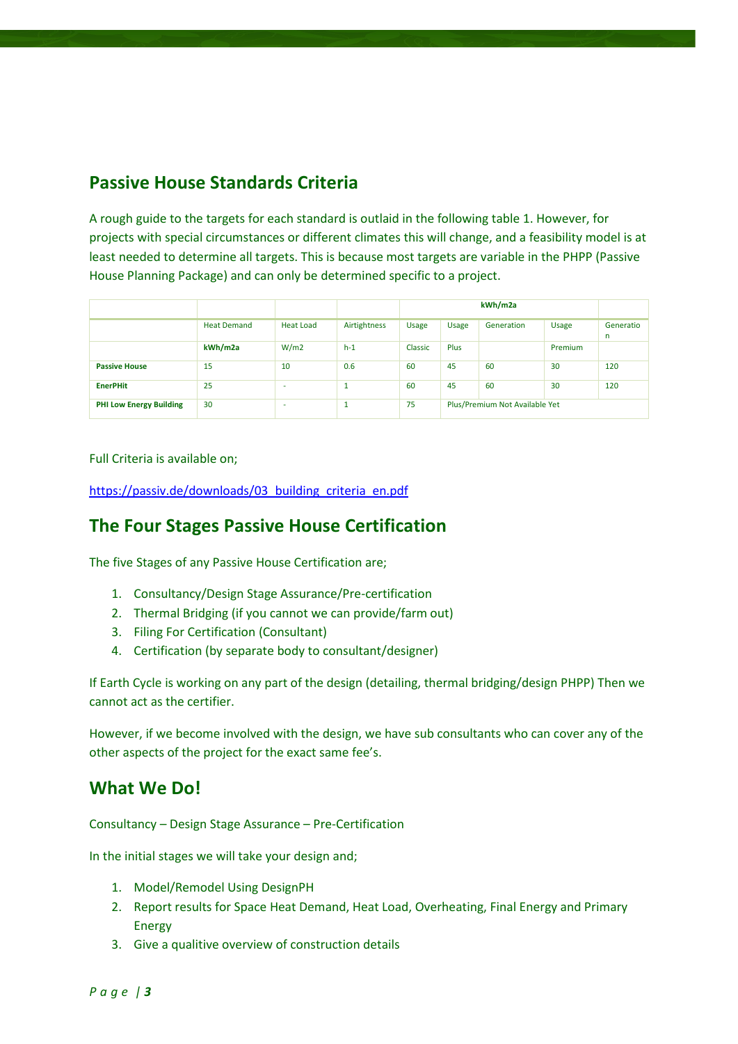## Passive House Standards Criteria

A rough guide to the targets for each standard is outlaid in the following table 1. However, for projects with special circumstances or different climates this will change, and a feasibility model is at least needed to determine all targets. This is because most targets are variable in the PHPP (Passive House Planning Package) and can only be determined specific to a project.

| | | | | kWh/m2a | | | | |
|---|---|---|---|---|---|---|---|---|
| | Heat Demand | Heat Load | Airtightness | Usage | Usage | Generation | Usage | Generation |
| | **kWh/m2a** | W/m2 | h-1 | Classic | Plus | | Premium | |
| **Passive House** | 15 | 10 | 0.6 | 60 | 45 | 60 | 30 | 120 |
| **EnerPHit** | 25 | - | 1 | 60 | 45 | 60 | 30 | 120 |
| **PHI Low Energy Building** | 30 | - | 1 | 75 | Plus/Premium Not Available Yet | | | |

Full Criteria is available on;

https://passiv.de/downloads/03_building_criteria_en.pdf

## The Four Stages Passive House Certification

The five Stages of any Passive House Certification are;

1. Consultancy/Design Stage Assurance/Pre-certification
2. Thermal Bridging (if you cannot we can provide/farm out)
3. Filing For Certification (Consultant)
4. Certification (by separate body to consultant/designer)

If Earth Cycle is working on any part of the design (detailing, thermal bridging/design PHPP) Then we cannot act as the certifier.

However, if we become involved with the design, we have sub consultants who can cover any of the other aspects of the project for the exact same fee's.

## What We Do!

Consultancy – Design Stage Assurance – Pre-Certification

In the initial stages we will take your design and;

1. Model/Remodel Using DesignPH
2. Report results for Space Heat Demand, Heat Load, Overheating, Final Energy and Primary Energy
3. Give a qualitive overview of construction details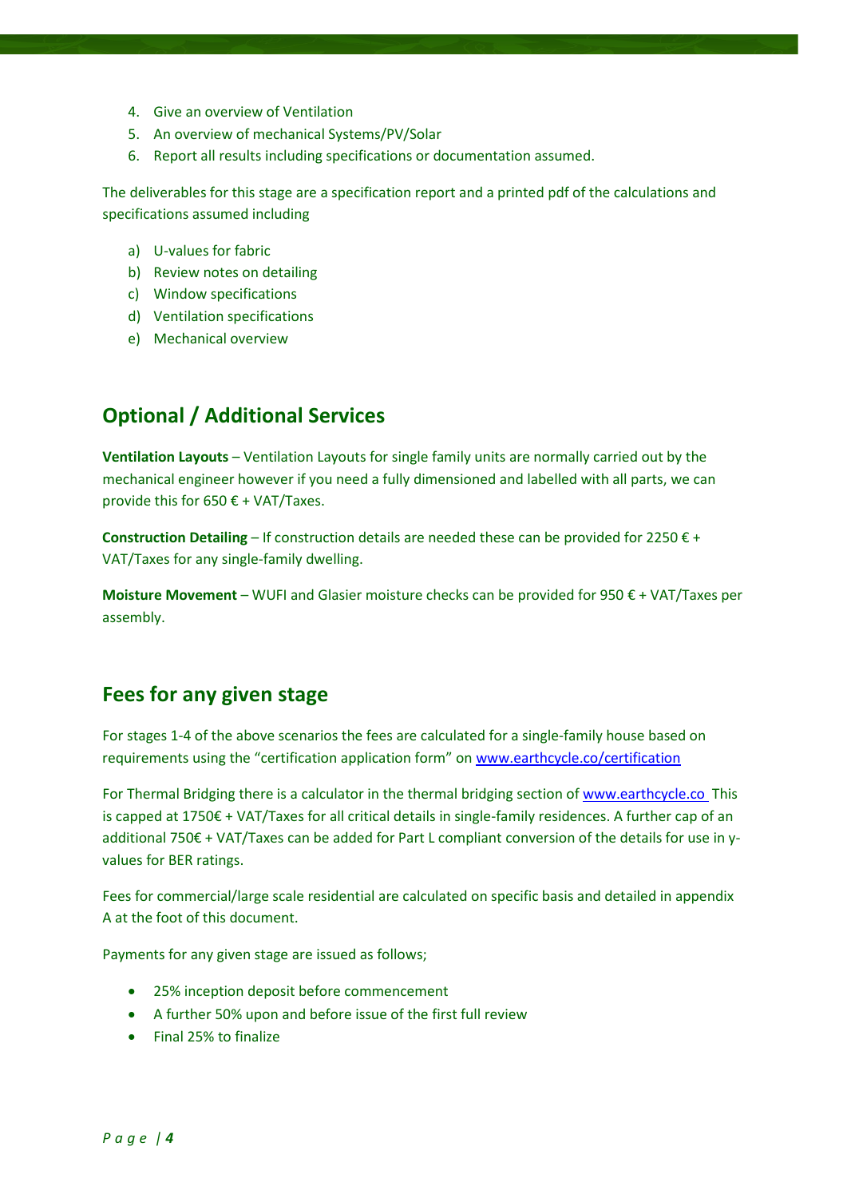4. Give an overview of Ventilation
5. An overview of mechanical Systems/PV/Solar
6. Report all results including specifications or documentation assumed.

The deliverables for this stage are a specification report and a printed pdf of the calculations and specifications assumed including

a) U-values for fabric
b) Review notes on detailing
c) Window specifications
d) Ventilation specifications
e) Mechanical overview

## Optional / Additional Services

**Ventilation Layouts** – Ventilation Layouts for single family units are normally carried out by the mechanical engineer however if you need a fully dimensioned and labelled with all parts, we can provide this for 650 € + VAT/Taxes.

**Construction Detailing** – If construction details are needed these can be provided for 2250 € + VAT/Taxes for any single-family dwelling.

**Moisture Movement** – WUFI and Glasier moisture checks can be provided for 950 € + VAT/Taxes per assembly.

## Fees for any given stage

For stages 1-4 of the above scenarios the fees are calculated for a single-family house based on requirements using the "certification application form" on www.earthcycle.co/certification

For Thermal Bridging there is a calculator in the thermal bridging section of www.earthcycle.co This is capped at 1750€ + VAT/Taxes for all critical details in single-family residences. A further cap of an additional 750€ + VAT/Taxes can be added for Part L compliant conversion of the details for use in y-values for BER ratings.

Fees for commercial/large scale residential are calculated on specific basis and detailed in appendix A at the foot of this document.

Payments for any given stage are issued as follows;

- 25% inception deposit before commencement
- A further 50% upon and before issue of the first full review
- Final 25% to finalize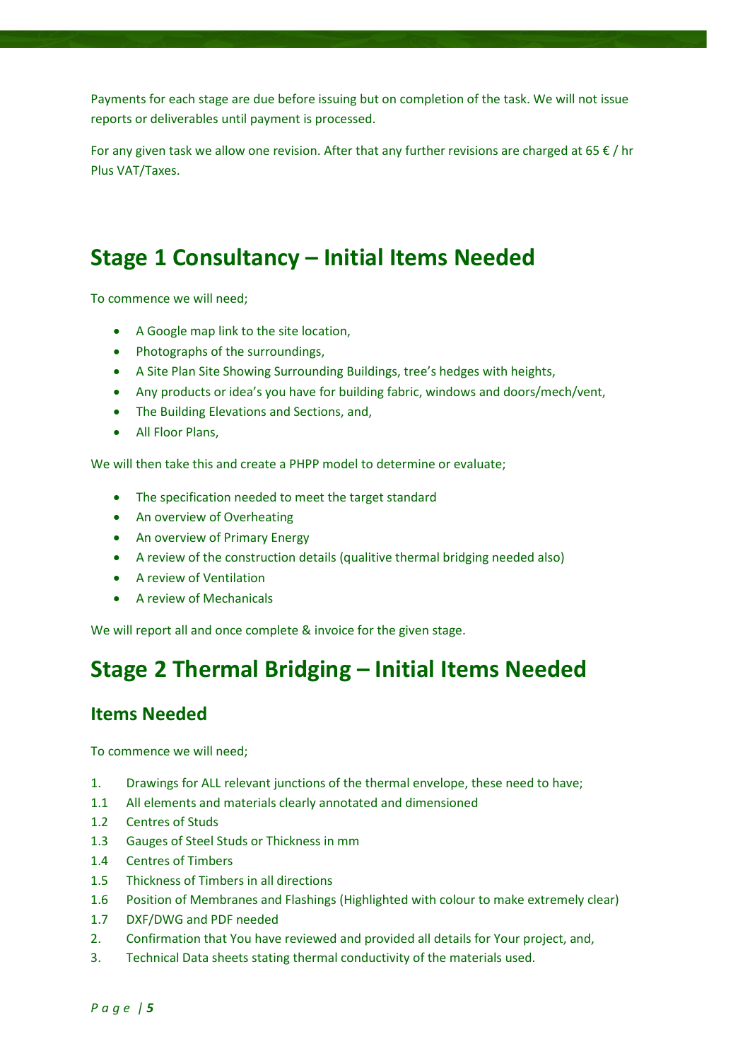Payments for each stage are due before issuing but on completion of the task. We will not issue reports or deliverables until payment is processed.

For any given task we allow one revision. After that any further revisions are charged at 65 € / hr Plus VAT/Taxes.

# Stage 1 Consultancy – Initial Items Needed

To commence we will need;

- A Google map link to the site location,
- Photographs of the surroundings,
- A Site Plan Site Showing Surrounding Buildings, tree's hedges with heights,
- Any products or idea's you have for building fabric, windows and doors/mech/vent,
- The Building Elevations and Sections, and,
- All Floor Plans,

We will then take this and create a PHPP model to determine or evaluate;

- The specification needed to meet the target standard
- An overview of Overheating
- An overview of Primary Energy
- A review of the construction details (qualitive thermal bridging needed also)
- A review of Ventilation
- A review of Mechanicals

We will report all and once complete & invoice for the given stage.

# Stage 2 Thermal Bridging – Initial Items Needed

## Items Needed

To commence we will need;

1. Drawings for ALL relevant junctions of the thermal envelope, these need to have;
1.1 All elements and materials clearly annotated and dimensioned
1.2 Centres of Studs
1.3 Gauges of Steel Studs or Thickness in mm
1.4 Centres of Timbers
1.5 Thickness of Timbers in all directions
1.6 Position of Membranes and Flashings (Highlighted with colour to make extremely clear)
1.7 DXF/DWG and PDF needed
2. Confirmation that You have reviewed and provided all details for Your project, and,
3. Technical Data sheets stating thermal conductivity of the materials used.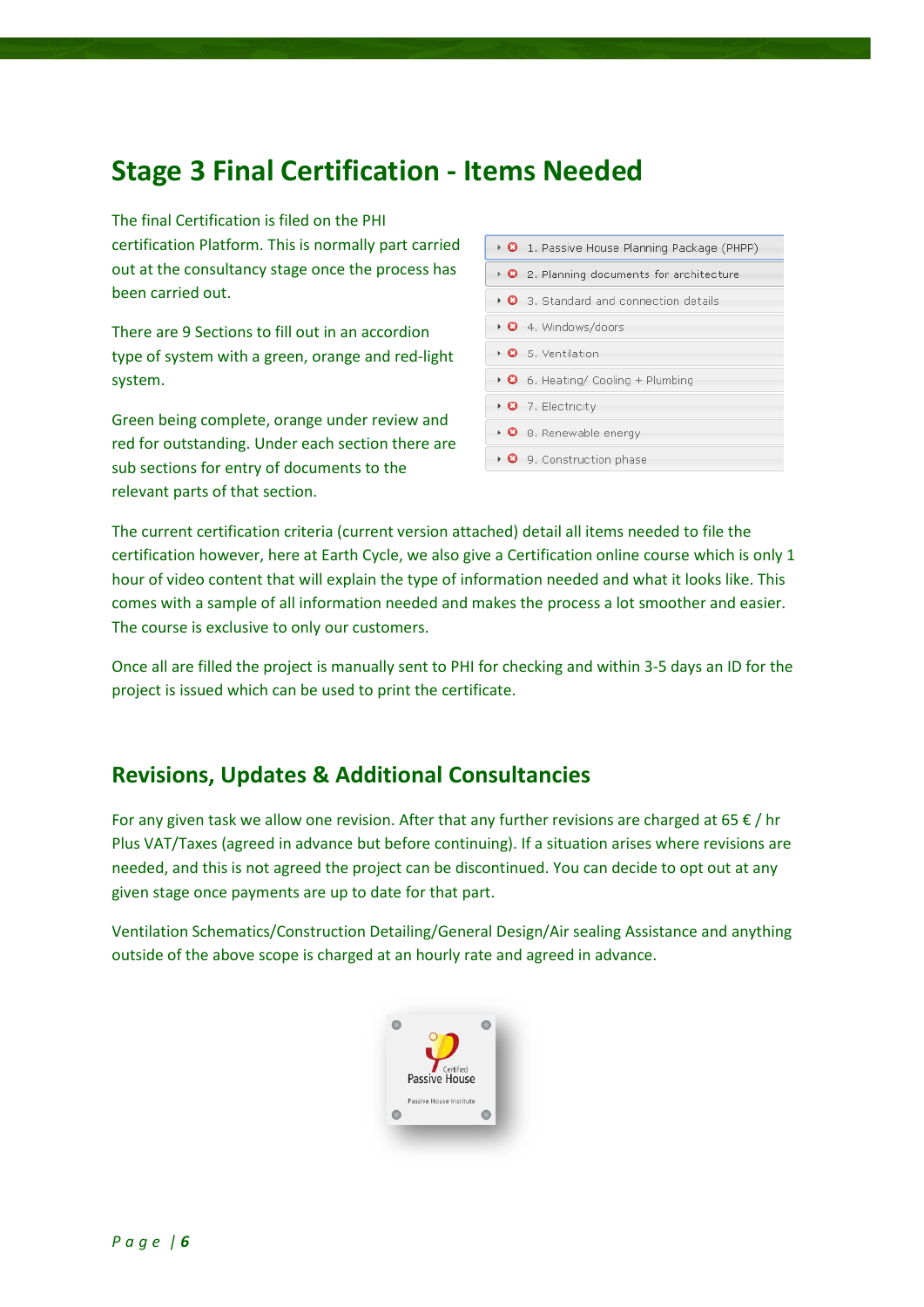## Stage 3 Final Certification - Items Needed

The final Certification is filed on the PHI certification Platform. This is normally part carried out at the consultancy stage once the process has been carried out.

There are 9 Sections to fill out in an accordion type of system with a green, orange and red-light system.

Green being complete, orange under review and red for outstanding. Under each section there are sub sections for entry of documents to the relevant parts of that section.

1. Passive House Planning Package (PHPP)
2. Planning documents for architecture
3. Standard and connection details
4. Windows/doors
5. Ventilation
6. Heating/ Cooling + Plumbing
7. Electricity
8. Renewable energy
9. Construction phase

The current certification criteria (current version attached) detail all items needed to file the certification however, here at Earth Cycle, we also give a Certification online course which is only 1 hour of video content that will explain the type of information needed and what it looks like. This comes with a sample of all information needed and makes the process a lot smoother and easier. The course is exclusive to only our customers.

Once all are filled the project is manually sent to PHI for checking and within 3-5 days an ID for the project is issued which can be used to print the certificate.

## Revisions, Updates & Additional Consultancies

For any given task we allow one revision. After that any further revisions are charged at 65 € / hr Plus VAT/Taxes (agreed in advance but before continuing). If a situation arises where revisions are needed, and this is not agreed the project can be discontinued. You can decide to opt out at any given stage once payments are up to date for that part.

Ventilation Schematics/Construction Detailing/General Design/Air sealing Assistance and anything outside of the above scope is charged at an hourly rate and agreed in advance.

Certified Passive House
Passive House Institute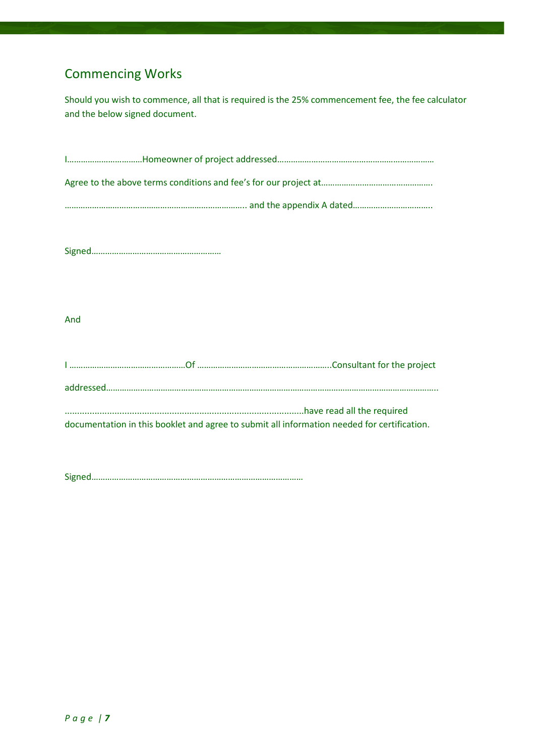## Commencing Works

Should you wish to commence, all that is required is the 25% commencement fee, the fee calculator and the below signed document.

I……………………………Homeowner of project addressed……………………………………………………………

Agree to the above terms conditions and fee's for our project at………………………………………….

…………………………………………………………………….. and the appendix A dated…………………………….

Signed…………………………………………………

And

I ……………………………………………Of …………………………………………………..Consultant for the project addressed……………………………………………………………………………………………………………………….

................................................................................................have read all the required documentation in this booklet and agree to submit all information needed for certification.

Signed…………………………………………………………………………………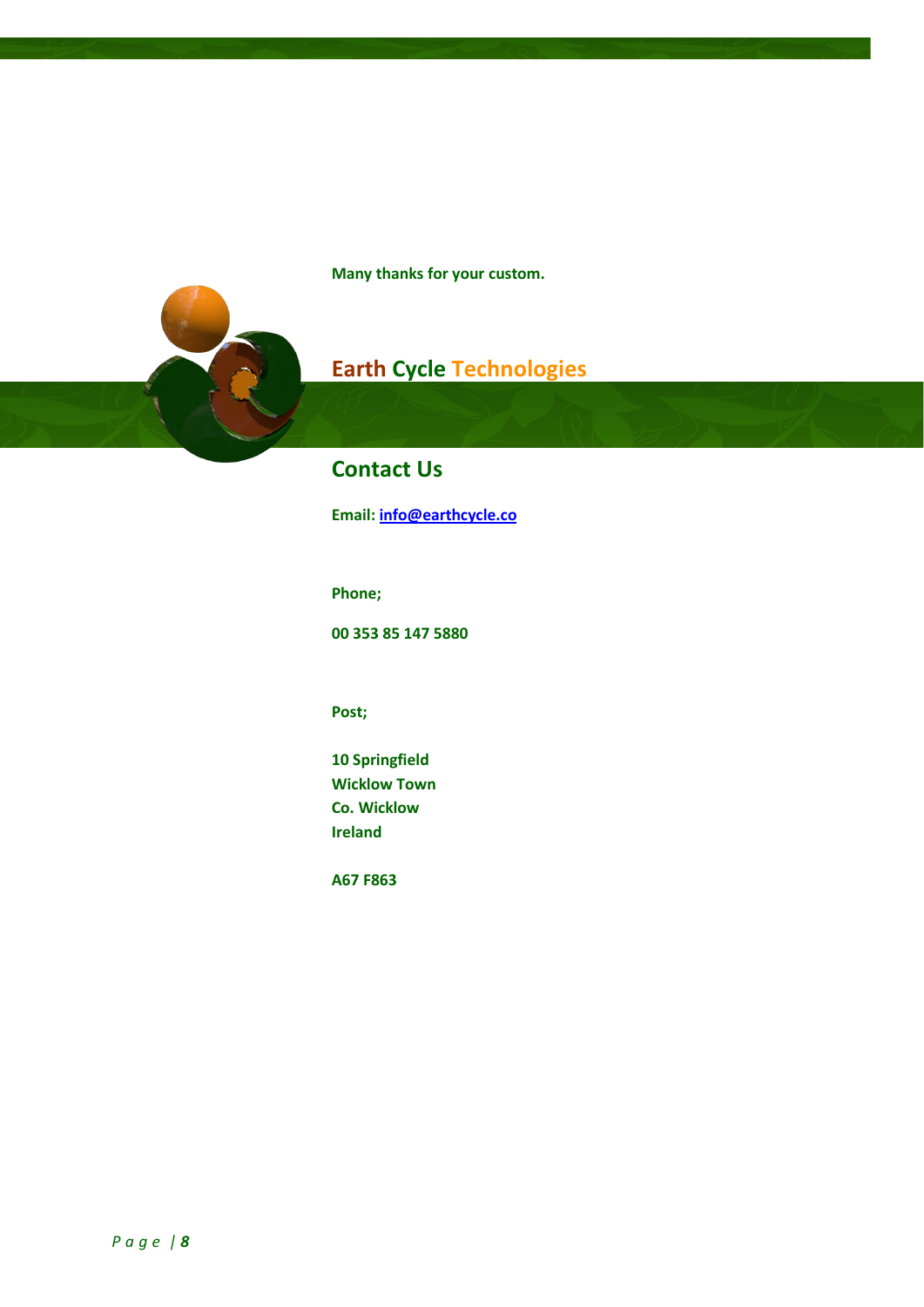**Many thanks for your custom.**

## Earth Cycle Technologies

## Contact Us

**Email: info@earthcycle.co**

**Phone;**

**00 353 85 147 5880**

**Post;**

**10 Springfield**
**Wicklow Town**
**Co. Wicklow**
**Ireland**

**A67 F863**